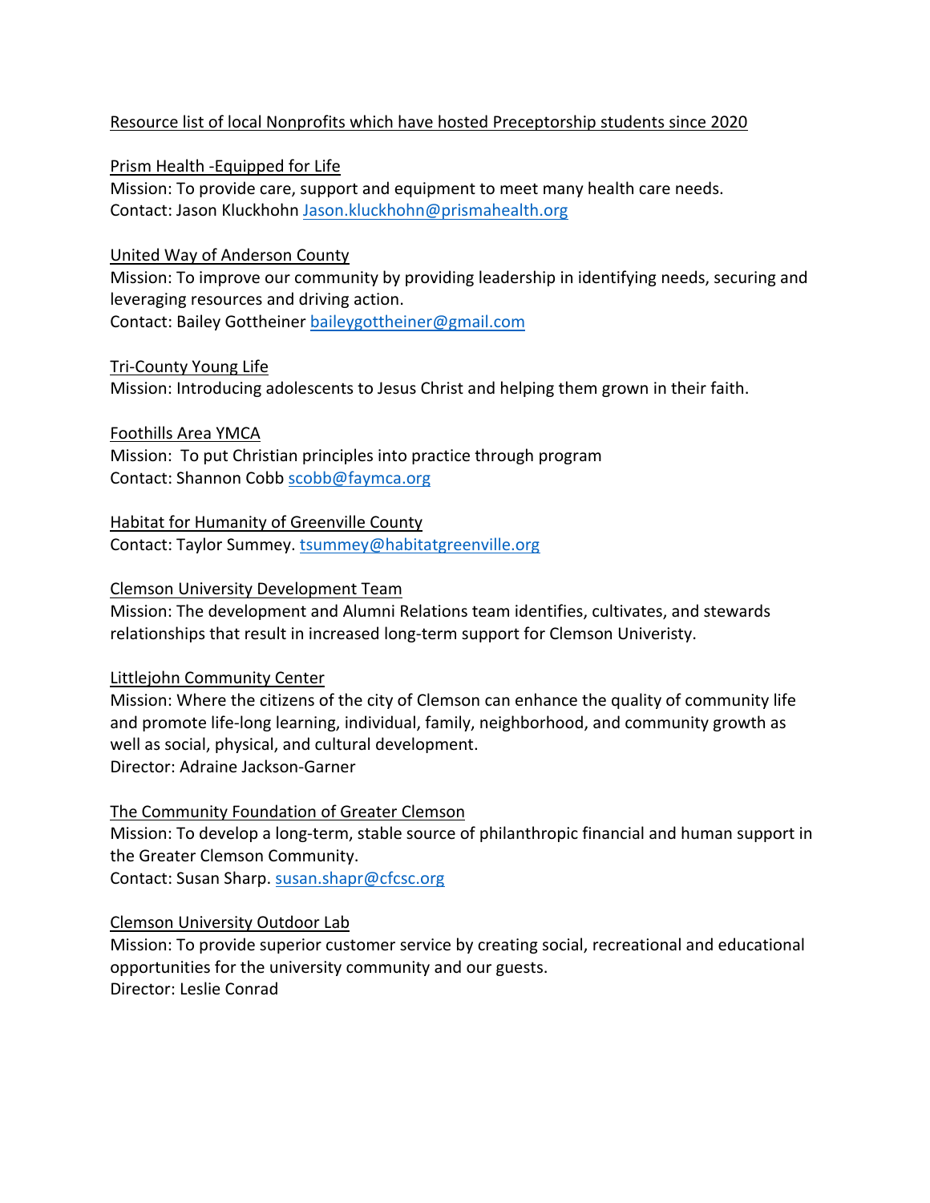Resource list of local Nonprofits which have hosted Preceptorship students since 2020

Prism Health -Equipped for Life
Mission: To provide care, support and equipment to meet many health care needs.
Contact: Jason Kluckhohn Jason.kluckhohn@prismahealth.org

United Way of Anderson County
Mission: To improve our community by providing leadership in identifying needs, securing and leveraging resources and driving action.
Contact: Bailey Gottheiner baileygottheiner@gmail.com

Tri-County Young Life
Mission: Introducing adolescents to Jesus Christ and helping them grown in their faith.

Foothills Area YMCA
Mission: To put Christian principles into practice through program
Contact: Shannon Cobb scobb@faymca.org

Habitat for Humanity of Greenville County
Contact: Taylor Summey. tsummey@habitatgreenville.org

Clemson University Development Team
Mission: The development and Alumni Relations team identifies, cultivates, and stewards relationships that result in increased long-term support for Clemson Univeristy.

Littlejohn Community Center
Mission: Where the citizens of the city of Clemson can enhance the quality of community life and promote life-long learning, individual, family, neighborhood, and community growth as well as social, physical, and cultural development.
Director: Adraine Jackson-Garner

The Community Foundation of Greater Clemson
Mission: To develop a long-term, stable source of philanthropic financial and human support in the Greater Clemson Community.
Contact: Susan Sharp. susan.shapr@cfcsc.org

Clemson University Outdoor Lab
Mission: To provide superior customer service by creating social, recreational and educational opportunities for the university community and our guests.
Director: Leslie Conrad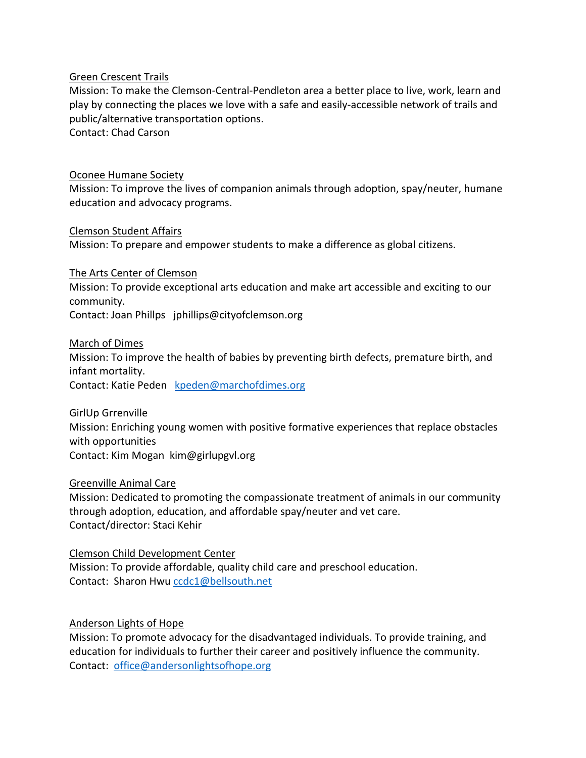<u>Green Crescent Trails</u>
Mission: To make the Clemson-Central-Pendleton area a better place to live, work, learn and play by connecting the places we love with a safe and easily-accessible network of trails and public/alternative transportation options.
Contact: Chad Carson

<u>Oconee Humane Society</u>
Mission: To improve the lives of companion animals through adoption, spay/neuter, humane education and advocacy programs.

<u>Clemson Student Affairs</u>
Mission: To prepare and empower students to make a difference as global citizens.

<u>The Arts Center of Clemson</u>
Mission: To provide exceptional arts education and make art accessible and exciting to our community.
Contact: Joan Phillps jphillips@cityofclemson.org

<u>March of Dimes</u>
Mission: To improve the health of babies by preventing birth defects, premature birth, and infant mortality.
Contact: Katie Peden kpeden@marchofdimes.org

GirlUp Grrenville
Mission: Enriching young women with positive formative experiences that replace obstacles with opportunities
Contact: Kim Mogan kim@girlupgvl.org

<u>Greenville Animal Care</u>
Mission: Dedicated to promoting the compassionate treatment of animals in our community through adoption, education, and affordable spay/neuter and vet care.
Contact/director: Staci Kehir

<u>Clemson Child Development Center</u>
Mission: To provide affordable, quality child care and preschool education.
Contact: Sharon Hwu ccdc1@bellsouth.net

<u>Anderson Lights of Hope</u>
Mission: To promote advocacy for the disadvantaged individuals. To provide training, and education for individuals to further their career and positively influence the community.
Contact: office@andersonlightsofhope.org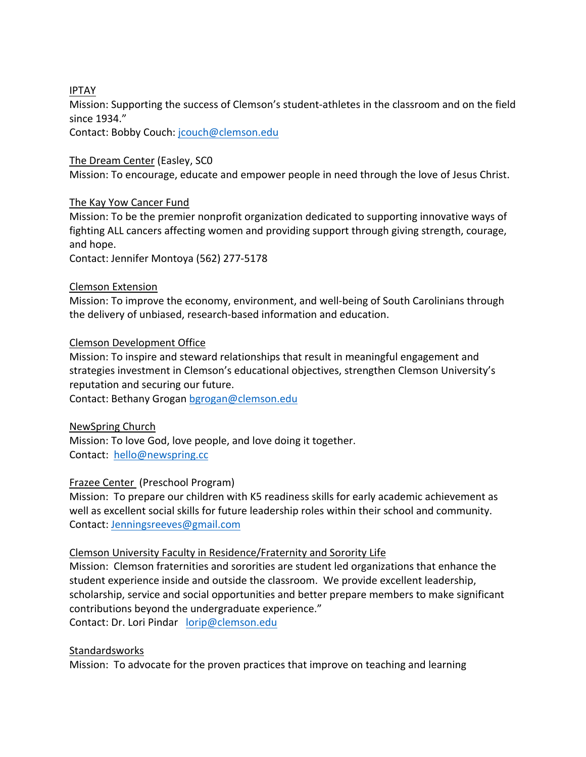<u>IPTAY</u>
Mission: Supporting the success of Clemson's student-athletes in the classroom and on the field since 1934."
Contact: Bobby Couch: jcouch@clemson.edu

<u>The Dream Center</u> (Easley, SC0
Mission: To encourage, educate and empower people in need through the love of Jesus Christ.

<u>The Kay Yow Cancer Fund</u>
Mission: To be the premier nonprofit organization dedicated to supporting innovative ways of fighting ALL cancers affecting women and providing support through giving strength, courage, and hope.
Contact: Jennifer Montoya (562) 277-5178

<u>Clemson Extension</u>
Mission: To improve the economy, environment, and well-being of South Carolinians through the delivery of unbiased, research-based information and education.

<u>Clemson Development Office</u>
Mission: To inspire and steward relationships that result in meaningful engagement and strategies investment in Clemson's educational objectives, strengthen Clemson University's reputation and securing our future.
Contact: Bethany Grogan bgrogan@clemson.edu

<u>NewSpring Church</u>
Mission: To love God, love people, and love doing it together.
Contact: hello@newspring.cc

<u>Frazee Center</u> (Preschool Program)
Mission: To prepare our children with K5 readiness skills for early academic achievement as well as excellent social skills for future leadership roles within their school and community.
Contact: Jenningsreeves@gmail.com

<u>Clemson University Faculty in Residence/Fraternity and Sorority Life</u>
Mission: Clemson fraternities and sororities are student led organizations that enhance the student experience inside and outside the classroom. We provide excellent leadership, scholarship, service and social opportunities and better prepare members to make significant contributions beyond the undergraduate experience."
Contact: Dr. Lori Pindar lorip@clemson.edu

<u>Standardsworks</u>
Mission: To advocate for the proven practices that improve on teaching and learning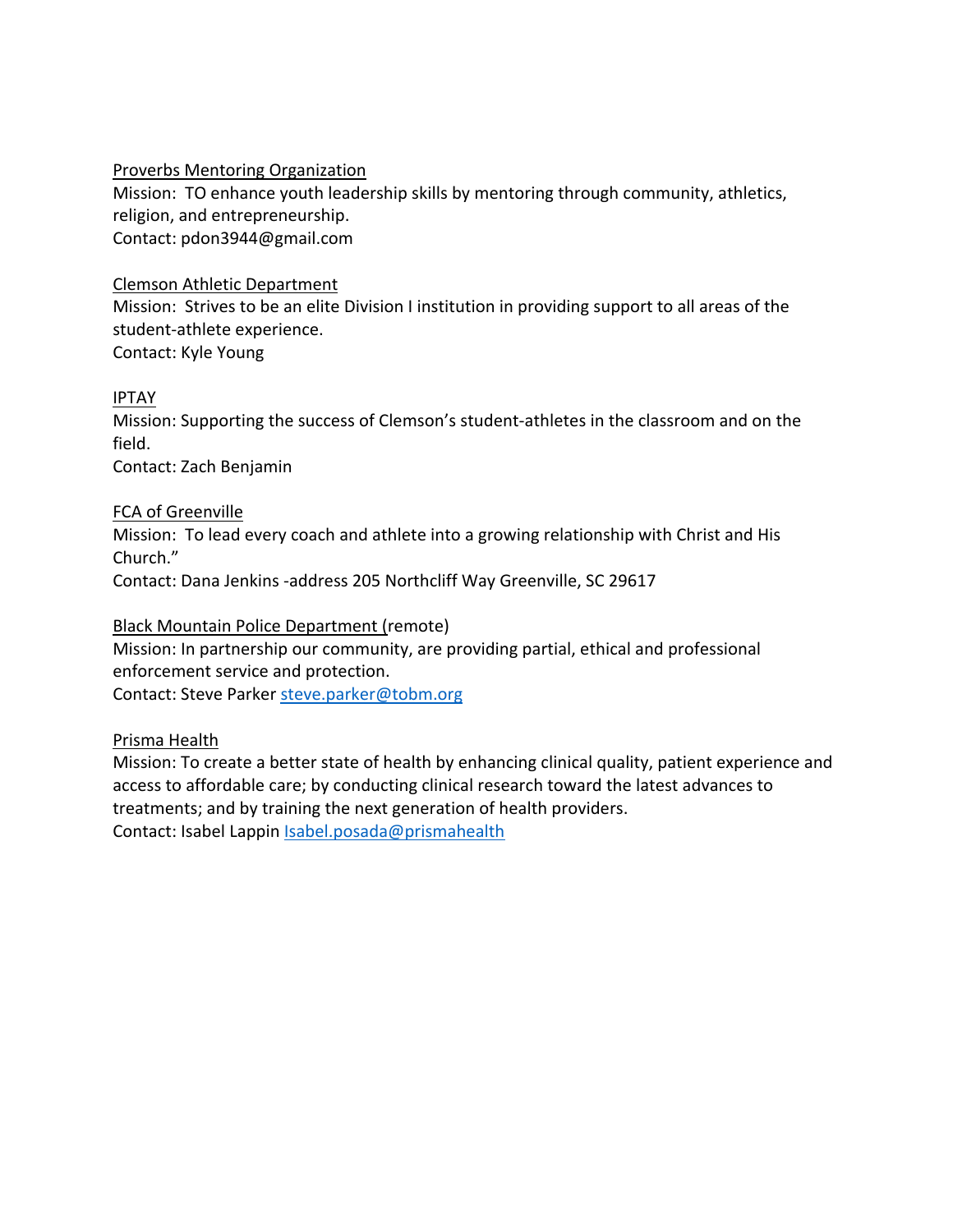Proverbs Mentoring Organization
Mission: TO enhance youth leadership skills by mentoring through community, athletics, religion, and entrepreneurship.
Contact: pdon3944@gmail.com

Clemson Athletic Department
Mission: Strives to be an elite Division I institution in providing support to all areas of the student-athlete experience.
Contact: Kyle Young

IPTAY
Mission: Supporting the success of Clemson's student-athletes in the classroom and on the field.
Contact: Zach Benjamin

FCA of Greenville
Mission: To lead every coach and athlete into a growing relationship with Christ and His Church."
Contact: Dana Jenkins -address 205 Northcliff Way Greenville, SC 29617

Black Mountain Police Department (remote)
Mission: In partnership our community, are providing partial, ethical and professional enforcement service and protection.
Contact: Steve Parker steve.parker@tobm.org

Prisma Health
Mission: To create a better state of health by enhancing clinical quality, patient experience and access to affordable care; by conducting clinical research toward the latest advances to treatments; and by training the next generation of health providers.
Contact: Isabel Lappin Isabel.posada@prismahealth